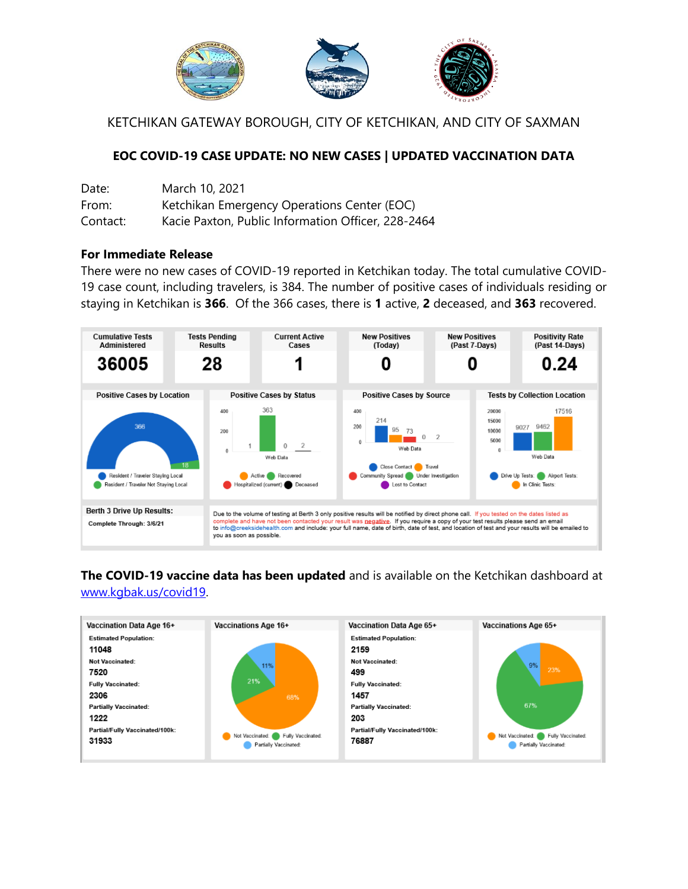KETCHIKAN GATEWAY BOROUGH, CITY OF KETCHIKAN, AND CITY OF SAXMAN

**EOC COVID-19 CASE UPDATE: NO NEW CASES | UPDATED VACCINATION DATA**

Date: March 10, 2021
From: Ketchikan Emergency Operations Center (EOC)
Contact: Kacie Paxton, Public Information Officer, 228-2464

**For Immediate Release**

There were no new cases of COVID-19 reported in Ketchikan today. The total cumulative COVID-19 case count, including travelers, is 384. The number of positive cases of individuals residing or staying in Ketchikan is **366**. Of the 366 cases, there is **1** active, **2** deceased, and **363** recovered.

| Cumulative Tests Administered | Tests Pending Results | Current Active Cases | New Positives (Today) | New Positives (Past 7-Days) | Positivity Rate (Past 14-Days) |
|---|---|---|---|---|---|
| 36005 | 28 | 1 | 0 | 0 | 0.24 |

**Positive Cases by Location:** Resident / Traveler Staying Local: 366; Resident / Traveler Not Staying Local: 18

**Positive Cases by Status:** Active: 1; Recovered: 363; Hospitalized (current): 0; Deceased: 2

**Positive Cases by Source:** Close Contact: 214; Travel: 95; Community Spread: 73; Under Investigation: 0; Lost to Contact: 2

**Tests by Collection Location:** Drive Up Tests: 9027; Airport Tests: 9462; In Clinic Tests: 17516

**Berth 3 Drive Up Results:** Complete Through: 3/6/21

Due to the volume of testing at Berth 3 only positive results will be notified by direct phone call. If you tested on the dates listed as complete and have not been contacted your result was **negative**. If you require a copy of your test results please send an email to info@creeksidehealth.com and include: your full name, date of birth, date of test, and location of test and your results will be emailed to you as soon as possible.

**The COVID-19 vaccine data has been updated** and is available on the Ketchikan dashboard at www.kgbak.us/covid19.

| | Vaccination Data Age 16+ | Vaccination Data Age 65+ |
|---|---|---|
| Estimated Population | 11048 | 2159 |
| Not Vaccinated | 7520 | 499 |
| Fully Vaccinated | 2306 | 1457 |
| Partially Vaccinated | 1222 | 203 |
| Partial/Fully Vaccinated/100k | 31933 | 76887 |

**Vaccinations Age 16+:** Not Vaccinated: 68%; Fully Vaccinated: 21%; Partially Vaccinated: 11%

**Vaccinations Age 65+:** Not Vaccinated: 23%; Fully Vaccinated: 67%; Partially Vaccinated: 9%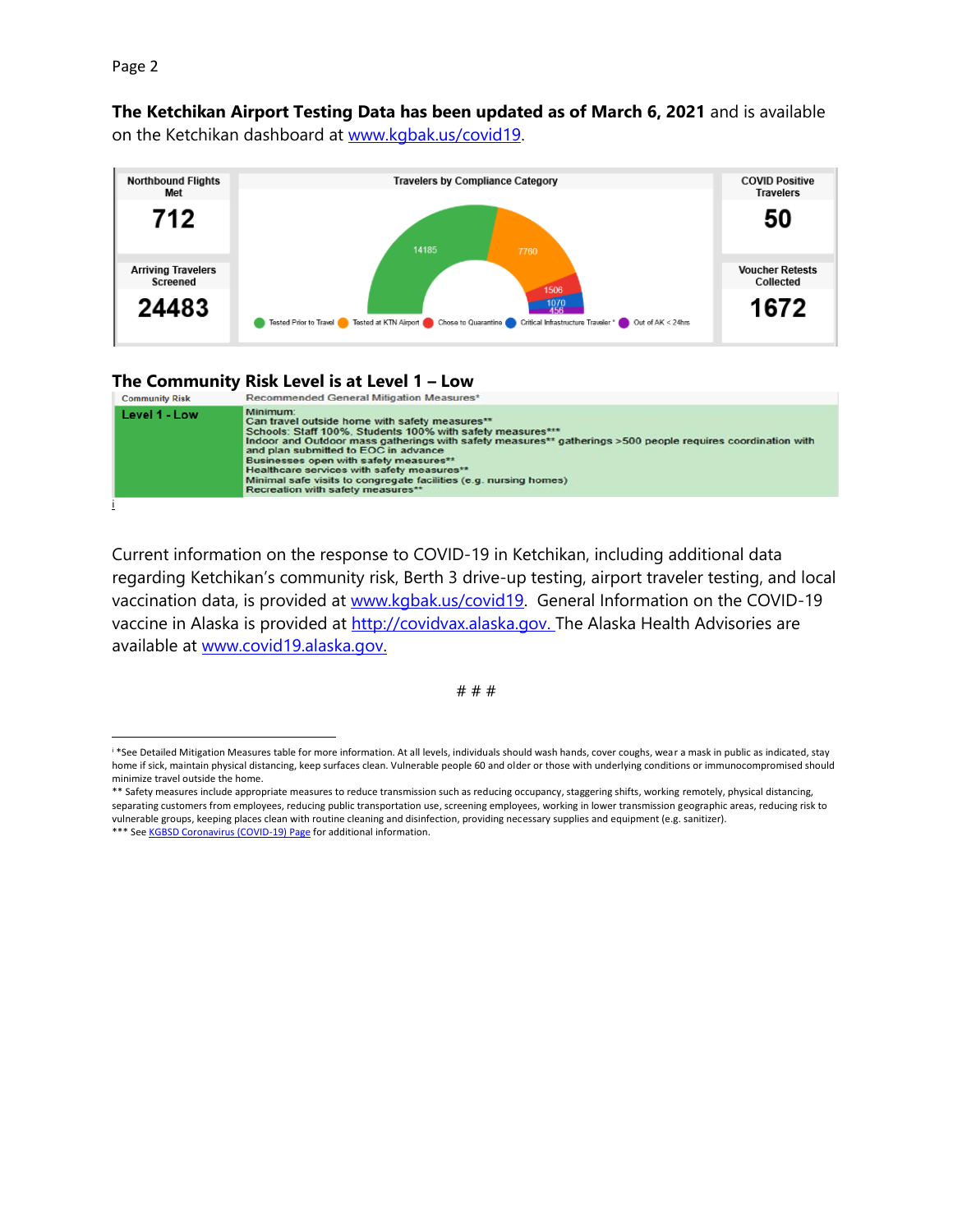**The Ketchikan Airport Testing Data has been updated as of March 6, 2021** and is available on the Ketchikan dashboard at www.kgbak.us/covid19.

Northbound Flights Met
712

Arriving Travelers Screened
24483

Travelers by Compliance Category
14185
7760
1506
1070
456
Tested Prior to Travel
Tested at KTN Airport
Chose to Quarantine
Critical Infrastructure Traveler *
Out of AK < 24hrs

COVID Positive Travelers
50

Voucher Retests Collected
1672

## The Community Risk Level is at Level 1 – Low

| Community Risk | Recommended General Mitigation Measures* |
|---|---|
| Level 1 - Low | Minimum:<br>Can travel outside home with safety measures**<br>Schools: Staff 100%. Students 100% with safety measures***<br>Indoor and Outdoor mass gatherings with safety measures** gatherings >500 people requires coordination with and plan submitted to EOC in advance<br>Businesses open with safety measures**<br>Healthcare services with safety measures**<br>Minimal safe visits to congregate facilities (e.g. nursing homes)<br>Recreation with safety measures** |

[i]

Current information on the response to COVID-19 in Ketchikan, including additional data regarding Ketchikan's community risk, Berth 3 drive-up testing, airport traveler testing, and local vaccination data, is provided at www.kgbak.us/covid19. General Information on the COVID-19 vaccine in Alaska is provided at http://covidvax.alaska.gov. The Alaska Health Advisories are available at www.covid19.alaska.gov.

# # #

---

[i] *See Detailed Mitigation Measures table for more information. At all levels, individuals should wash hands, cover coughs, wear a mask in public as indicated, stay home if sick, maintain physical distancing, keep surfaces clean. Vulnerable people 60 and older or those with underlying conditions or immunocompromised should minimize travel outside the home.

** Safety measures include appropriate measures to reduce transmission such as reducing occupancy, staggering shifts, working remotely, physical distancing, separating customers from employees, reducing public transportation use, screening employees, working in lower transmission geographic areas, reducing risk to vulnerable groups, keeping places clean with routine cleaning and disinfection, providing necessary supplies and equipment (e.g. sanitizer).

*** See KGBSD Coronavirus (COVID-19) Page for additional information.